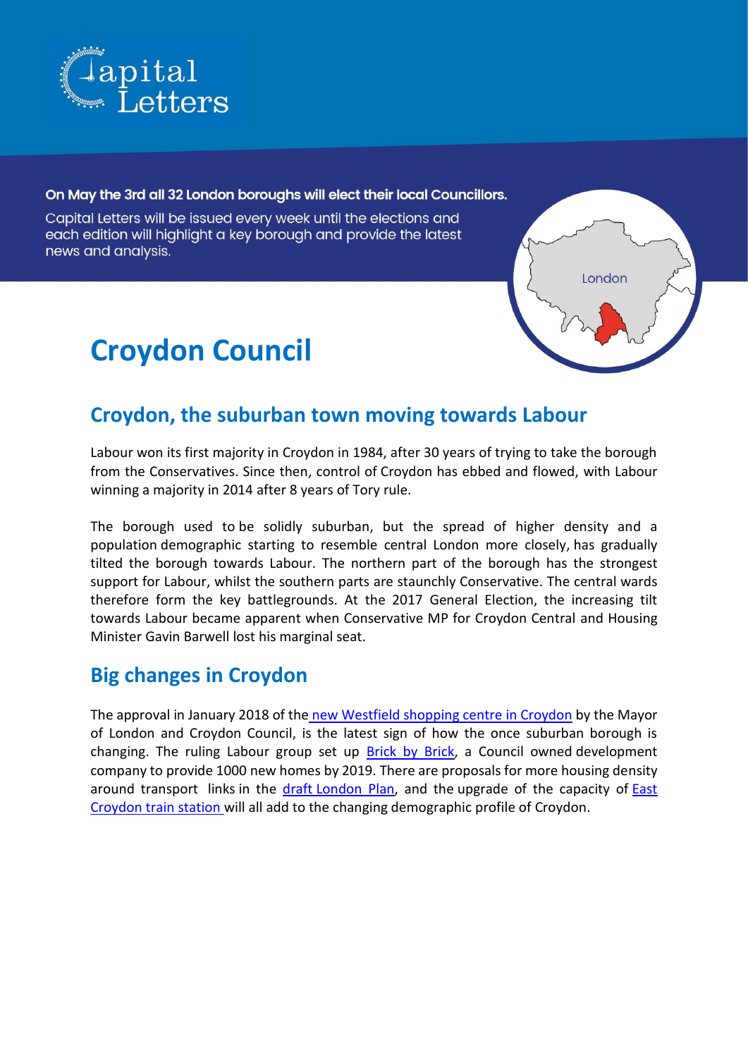Capital Letters

**On May the 3rd all 32 London boroughs will elect their local Councillors.**

Capital Letters will be issued every week until the elections and each edition will highlight a key borough and provide the latest news and analysis.

# Croydon Council

## Croydon, the suburban town moving towards Labour

Labour won its first majority in Croydon in 1984, after 30 years of trying to take the borough from the Conservatives. Since then, control of Croydon has ebbed and flowed, with Labour winning a majority in 2014 after 8 years of Tory rule.

The borough used to be solidly suburban, but the spread of higher density and a population demographic starting to resemble central London more closely, has gradually tilted the borough towards Labour. The northern part of the borough has the strongest support for Labour, whilst the southern parts are staunchly Conservative. The central wards therefore form the key battlegrounds. At the 2017 General Election, the increasing tilt towards Labour became apparent when Conservative MP for Croydon Central and Housing Minister Gavin Barwell lost his marginal seat.

## Big changes in Croydon

The approval in January 2018 of the new Westfield shopping centre in Croydon by the Mayor of London and Croydon Council, is the latest sign of how the once suburban borough is changing. The ruling Labour group set up Brick by Brick, a Council owned development company to provide 1000 new homes by 2019. There are proposals for more housing density around transport links in the draft London Plan, and the upgrade of the capacity of East Croydon train station will all add to the changing demographic profile of Croydon.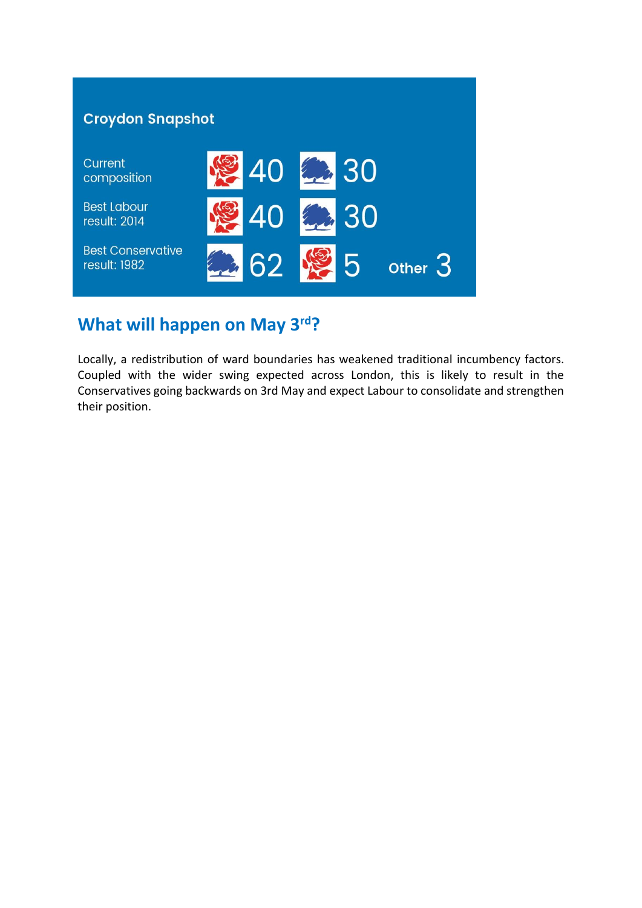### Croydon Snapshot

| | | | | | |
|---|---|---|---|---|---|
| Current composition | Labour | 40 | Conservative | 30 | |
| Best Labour result: 2014 | Labour | 40 | Conservative | 30 | |
| Best Conservative result: 1982 | Conservative | 62 | Labour | 5 | Other 3 |

## What will happen on May 3rd?

Locally, a redistribution of ward boundaries has weakened traditional incumbency factors. Coupled with the wider swing expected across London, this is likely to result in the Conservatives going backwards on 3rd May and expect Labour to consolidate and strengthen their position.